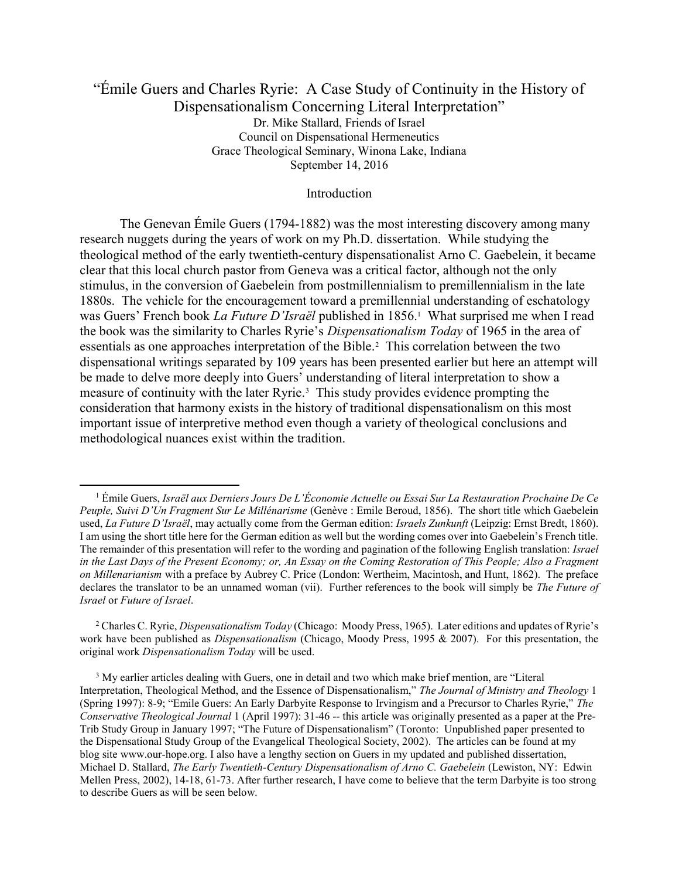# "Émile Guers and Charles Ryrie: A Case Study of Continuity in the History of Dispensationalism Concerning Literal Interpretation"

Dr. Mike Stallard, Friends of Israel
Council on Dispensational Hermeneutics
Grace Theological Seminary, Winona Lake, Indiana
September 14, 2016

## Introduction

The Genevan Émile Guers (1794-1882) was the most interesting discovery among many research nuggets during the years of work on my Ph.D. dissertation. While studying the theological method of the early twentieth-century dispensationalist Arno C. Gaebelein, it became clear that this local church pastor from Geneva was a critical factor, although not the only stimulus, in the conversion of Gaebelein from postmillennialism to premillennialism in the late 1880s. The vehicle for the encouragement toward a premillennial understanding of eschatology was Guers' French book *La Future D'Israël* published in 1856.[1] What surprised me when I read the book was the similarity to Charles Ryrie's *Dispensationalism Today* of 1965 in the area of essentials as one approaches interpretation of the Bible.[2] This correlation between the two dispensational writings separated by 109 years has been presented earlier but here an attempt will be made to delve more deeply into Guers' understanding of literal interpretation to show a measure of continuity with the later Ryrie.[3] This study provides evidence prompting the consideration that harmony exists in the history of traditional dispensationalism on this most important issue of interpretive method even though a variety of theological conclusions and methodological nuances exist within the tradition.

---

[1] Émile Guers, *Israël aux Derniers Jours De L'Économie Actuelle ou Essai Sur La Restauration Prochaine De Ce Peuple, Suivi D'Un Fragment Sur Le Millénarisme* (Genève : Emile Beroud, 1856). The short title which Gaebelein used, *La Future D'Israël*, may actually come from the German edition: *Israels Zunkunft* (Leipzig: Ernst Bredt, 1860). I am using the short title here for the German edition as well but the wording comes over into Gaebelein's French title. The remainder of this presentation will refer to the wording and pagination of the following English translation: *Israel in the Last Days of the Present Economy; or, An Essay on the Coming Restoration of This People; Also a Fragment on Millenarianism* with a preface by Aubrey C. Price (London: Wertheim, Macintosh, and Hunt, 1862). The preface declares the translator to be an unnamed woman (vii). Further references to the book will simply be *The Future of Israel* or *Future of Israel*.

[2] Charles C. Ryrie, *Dispensationalism Today* (Chicago: Moody Press, 1965). Later editions and updates of Ryrie's work have been published as *Dispensationalism* (Chicago, Moody Press, 1995 & 2007). For this presentation, the original work *Dispensationalism Today* will be used.

[3] My earlier articles dealing with Guers, one in detail and two which make brief mention, are "Literal Interpretation, Theological Method, and the Essence of Dispensationalism," *The Journal of Ministry and Theology* 1 (Spring 1997): 8-9; "Emile Guers: An Early Darbyite Response to Irvingism and a Precursor to Charles Ryrie," *The Conservative Theological Journal* 1 (April 1997): 31-46 -- this article was originally presented as a paper at the Pre-Trib Study Group in January 1997; "The Future of Dispensationalism" (Toronto: Unpublished paper presented to the Dispensational Study Group of the Evangelical Theological Society, 2002). The articles can be found at my blog site www.our-hope.org. I also have a lengthy section on Guers in my updated and published dissertation, Michael D. Stallard, *The Early Twentieth-Century Dispensationalism of Arno C. Gaebelein* (Lewiston, NY: Edwin Mellen Press, 2002), 14-18, 61-73. After further research, I have come to believe that the term Darbyite is too strong to describe Guers as will be seen below.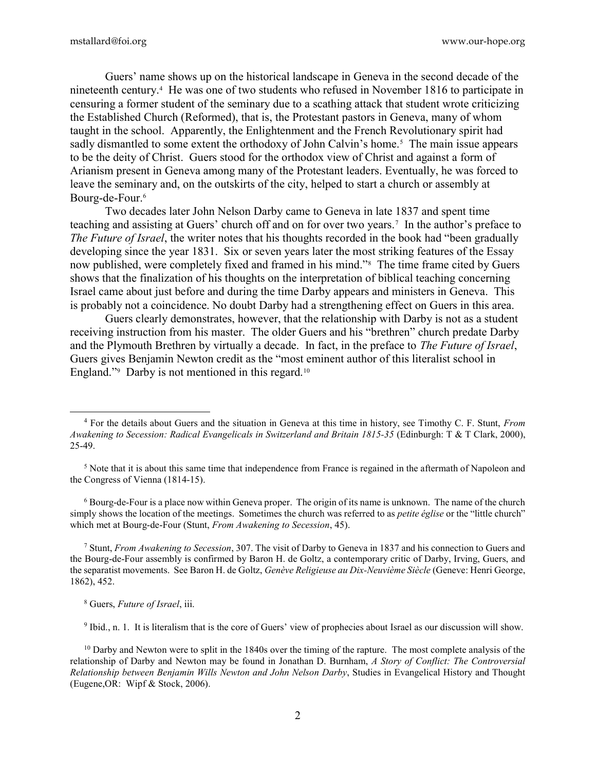Guers' name shows up on the historical landscape in Geneva in the second decade of the nineteenth century.[4] He was one of two students who refused in November 1816 to participate in censuring a former student of the seminary due to a scathing attack that student wrote criticizing the Established Church (Reformed), that is, the Protestant pastors in Geneva, many of whom taught in the school. Apparently, the Enlightenment and the French Revolutionary spirit had sadly dismantled to some extent the orthodoxy of John Calvin's home.[5] The main issue appears to be the deity of Christ. Guers stood for the orthodox view of Christ and against a form of Arianism present in Geneva among many of the Protestant leaders. Eventually, he was forced to leave the seminary and, on the outskirts of the city, helped to start a church or assembly at Bourg-de-Four.[6]

Two decades later John Nelson Darby came to Geneva in late 1837 and spent time teaching and assisting at Guers' church off and on for over two years.[7] In the author's preface to *The Future of Israel*, the writer notes that his thoughts recorded in the book had "been gradually developing since the year 1831. Six or seven years later the most striking features of the Essay now published, were completely fixed and framed in his mind."[8] The time frame cited by Guers shows that the finalization of his thoughts on the interpretation of biblical teaching concerning Israel came about just before and during the time Darby appears and ministers in Geneva. This is probably not a coincidence. No doubt Darby had a strengthening effect on Guers in this area.

Guers clearly demonstrates, however, that the relationship with Darby is not as a student receiving instruction from his master. The older Guers and his "brethren" church predate Darby and the Plymouth Brethren by virtually a decade. In fact, in the preface to *The Future of Israel*, Guers gives Benjamin Newton credit as the "most eminent author of this literalist school in England."[9] Darby is not mentioned in this regard.[10]

---

[4] For the details about Guers and the situation in Geneva at this time in history, see Timothy C. F. Stunt, *From Awakening to Secession: Radical Evangelicals in Switzerland and Britain 1815-35* (Edinburgh: T & T Clark, 2000), 25-49.

[5] Note that it is about this same time that independence from France is regained in the aftermath of Napoleon and the Congress of Vienna (1814-15).

[6] Bourg-de-Four is a place now within Geneva proper. The origin of its name is unknown. The name of the church simply shows the location of the meetings. Sometimes the church was referred to as *petite église* or the "little church" which met at Bourg-de-Four (Stunt, *From Awakening to Secession*, 45).

[7] Stunt, *From Awakening to Secession*, 307. The visit of Darby to Geneva in 1837 and his connection to Guers and the Bourg-de-Four assembly is confirmed by Baron H. de Goltz, a contemporary critic of Darby, Irving, Guers, and the separatist movements. See Baron H. de Goltz, *Genève Religieuse au Dix-Neuvième Siècle* (Geneve: Henri George, 1862), 452.

[8] Guers, *Future of Israel*, iii.

[9] Ibid., n. 1. It is literalism that is the core of Guers' view of prophecies about Israel as our discussion will show.

[10] Darby and Newton were to split in the 1840s over the timing of the rapture. The most complete analysis of the relationship of Darby and Newton may be found in Jonathan D. Burnham, *A Story of Conflict: The Controversial Relationship between Benjamin Wills Newton and John Nelson Darby*, Studies in Evangelical History and Thought (Eugene,OR: Wipf & Stock, 2006).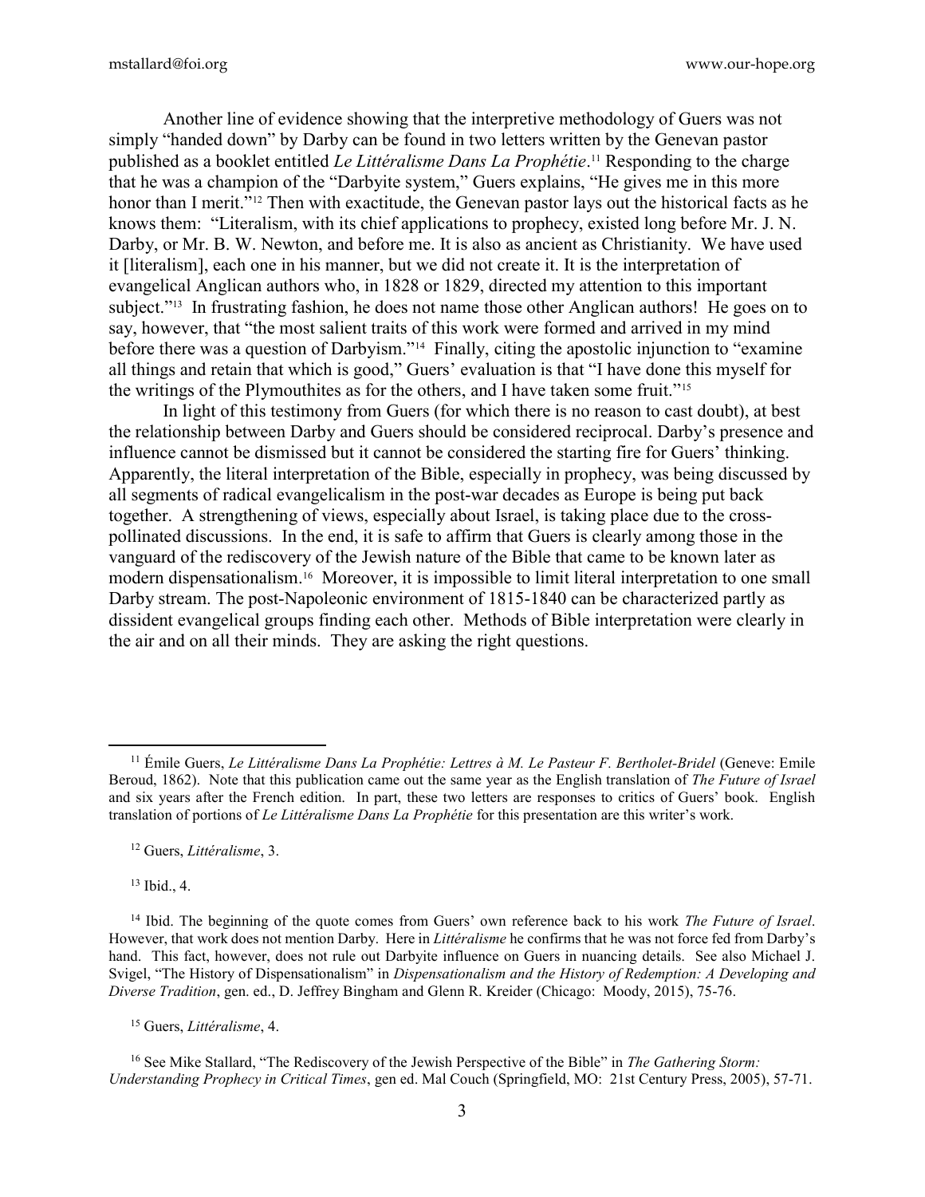Another line of evidence showing that the interpretive methodology of Guers was not simply "handed down" by Darby can be found in two letters written by the Genevan pastor published as a booklet entitled *Le Littéralisme Dans La Prophétie*.[11] Responding to the charge that he was a champion of the "Darbyite system," Guers explains, "He gives me in this more honor than I merit."[12] Then with exactitude, the Genevan pastor lays out the historical facts as he knows them: "Literalism, with its chief applications to prophecy, existed long before Mr. J. N. Darby, or Mr. B. W. Newton, and before me. It is also as ancient as Christianity. We have used it [literalism], each one in his manner, but we did not create it. It is the interpretation of evangelical Anglican authors who, in 1828 or 1829, directed my attention to this important subject."[13] In frustrating fashion, he does not name those other Anglican authors! He goes on to say, however, that "the most salient traits of this work were formed and arrived in my mind before there was a question of Darbyism."[14] Finally, citing the apostolic injunction to "examine all things and retain that which is good," Guers' evaluation is that "I have done this myself for the writings of the Plymouthites as for the others, and I have taken some fruit."[15]

In light of this testimony from Guers (for which there is no reason to cast doubt), at best the relationship between Darby and Guers should be considered reciprocal. Darby's presence and influence cannot be dismissed but it cannot be considered the starting fire for Guers' thinking. Apparently, the literal interpretation of the Bible, especially in prophecy, was being discussed by all segments of radical evangelicalism in the post-war decades as Europe is being put back together. A strengthening of views, especially about Israel, is taking place due to the cross-pollinated discussions. In the end, it is safe to affirm that Guers is clearly among those in the vanguard of the rediscovery of the Jewish nature of the Bible that came to be known later as modern dispensationalism.[16] Moreover, it is impossible to limit literal interpretation to one small Darby stream. The post-Napoleonic environment of 1815-1840 can be characterized partly as dissident evangelical groups finding each other. Methods of Bible interpretation were clearly in the air and on all their minds. They are asking the right questions.

---

[11] Émile Guers, *Le Littéralisme Dans La Prophétie: Lettres à M. Le Pasteur F. Bertholet-Bridel* (Geneve: Emile Beroud, 1862). Note that this publication came out the same year as the English translation of *The Future of Israel* and six years after the French edition. In part, these two letters are responses to critics of Guers' book. English translation of portions of *Le Littéralisme Dans La Prophétie* for this presentation are this writer's work.

[12] Guers, *Littéralisme*, 3.

[13] Ibid., 4.

[14] Ibid. The beginning of the quote comes from Guers' own reference back to his work *The Future of Israel*. However, that work does not mention Darby. Here in *Littéralisme* he confirms that he was not force fed from Darby's hand. This fact, however, does not rule out Darbyite influence on Guers in nuancing details. See also Michael J. Svigel, "The History of Dispensationalism" in *Dispensationalism and the History of Redemption: A Developing and Diverse Tradition*, gen. ed., D. Jeffrey Bingham and Glenn R. Kreider (Chicago: Moody, 2015), 75-76.

[15] Guers, *Littéralisme*, 4.

[16] See Mike Stallard, "The Rediscovery of the Jewish Perspective of the Bible" in *The Gathering Storm: Understanding Prophecy in Critical Times*, gen ed. Mal Couch (Springfield, MO: 21st Century Press, 2005), 57-71.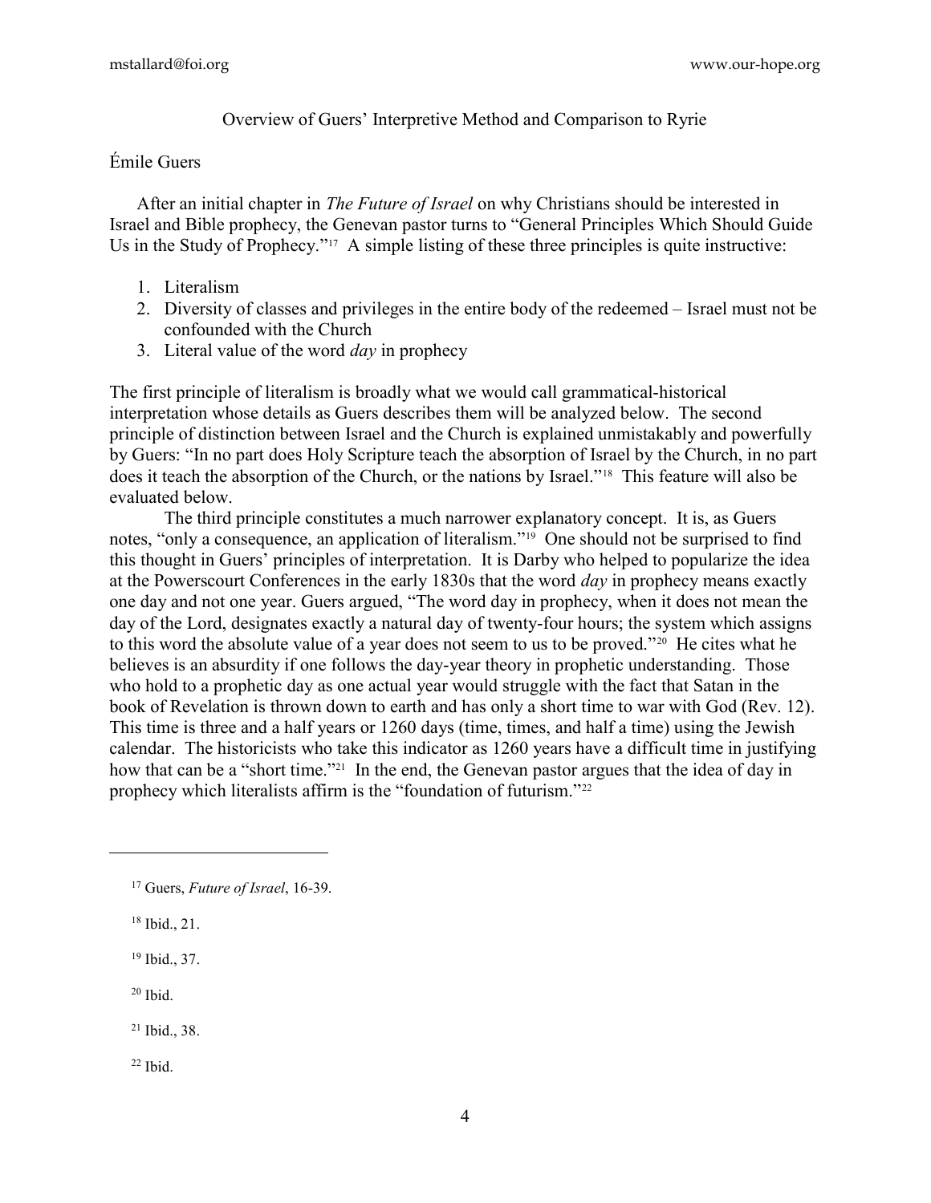## Overview of Guers' Interpretive Method and Comparison to Ryrie

### Émile Guers

After an initial chapter in *The Future of Israel* on why Christians should be interested in Israel and Bible prophecy, the Genevan pastor turns to "General Principles Which Should Guide Us in the Study of Prophecy."[17] A simple listing of these three principles is quite instructive:

1. Literalism
2. Diversity of classes and privileges in the entire body of the redeemed – Israel must not be confounded with the Church
3. Literal value of the word *day* in prophecy

The first principle of literalism is broadly what we would call grammatical-historical interpretation whose details as Guers describes them will be analyzed below. The second principle of distinction between Israel and the Church is explained unmistakably and powerfully by Guers: "In no part does Holy Scripture teach the absorption of Israel by the Church, in no part does it teach the absorption of the Church, or the nations by Israel."[18] This feature will also be evaluated below.

The third principle constitutes a much narrower explanatory concept. It is, as Guers notes, "only a consequence, an application of literalism."[19] One should not be surprised to find this thought in Guers' principles of interpretation. It is Darby who helped to popularize the idea at the Powerscourt Conferences in the early 1830s that the word *day* in prophecy means exactly one day and not one year. Guers argued, "The word day in prophecy, when it does not mean the day of the Lord, designates exactly a natural day of twenty-four hours; the system which assigns to this word the absolute value of a year does not seem to us to be proved."[20] He cites what he believes is an absurdity if one follows the day-year theory in prophetic understanding. Those who hold to a prophetic day as one actual year would struggle with the fact that Satan in the book of Revelation is thrown down to earth and has only a short time to war with God (Rev. 12). This time is three and a half years or 1260 days (time, times, and half a time) using the Jewish calendar. The historicists who take this indicator as 1260 years have a difficult time in justifying how that can be a "short time."[21] In the end, the Genevan pastor argues that the idea of day in prophecy which literalists affirm is the "foundation of futurism."[22]

---

[17] Guers, *Future of Israel*, 16-39.

[18] Ibid., 21.

[19] Ibid., 37.

[20] Ibid.

[21] Ibid., 38.

[22] Ibid.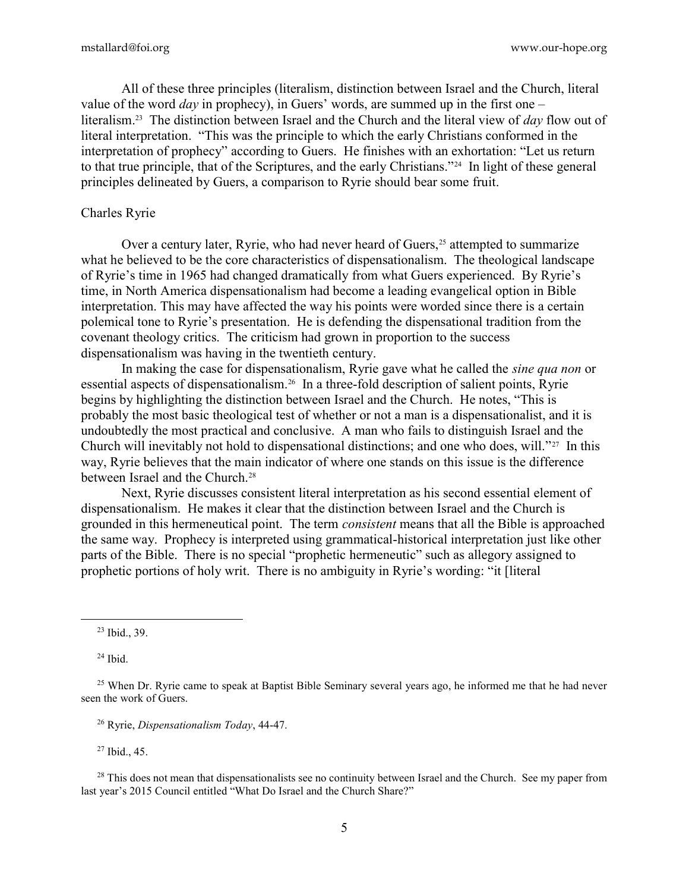All of these three principles (literalism, distinction between Israel and the Church, literal value of the word *day* in prophecy), in Guers' words, are summed up in the first one – literalism.[23] The distinction between Israel and the Church and the literal view of *day* flow out of literal interpretation. "This was the principle to which the early Christians conformed in the interpretation of prophecy" according to Guers. He finishes with an exhortation: "Let us return to that true principle, that of the Scriptures, and the early Christians."[24] In light of these general principles delineated by Guers, a comparison to Ryrie should bear some fruit.

## Charles Ryrie

Over a century later, Ryrie, who had never heard of Guers,[25] attempted to summarize what he believed to be the core characteristics of dispensationalism. The theological landscape of Ryrie's time in 1965 had changed dramatically from what Guers experienced. By Ryrie's time, in North America dispensationalism had become a leading evangelical option in Bible interpretation. This may have affected the way his points were worded since there is a certain polemical tone to Ryrie's presentation. He is defending the dispensational tradition from the covenant theology critics. The criticism had grown in proportion to the success dispensationalism was having in the twentieth century.

In making the case for dispensationalism, Ryrie gave what he called the *sine qua non* or essential aspects of dispensationalism.[26] In a three-fold description of salient points, Ryrie begins by highlighting the distinction between Israel and the Church. He notes, "This is probably the most basic theological test of whether or not a man is a dispensationalist, and it is undoubtedly the most practical and conclusive. A man who fails to distinguish Israel and the Church will inevitably not hold to dispensational distinctions; and one who does, will."[27] In this way, Ryrie believes that the main indicator of where one stands on this issue is the difference between Israel and the Church.[28]

Next, Ryrie discusses consistent literal interpretation as his second essential element of dispensationalism. He makes it clear that the distinction between Israel and the Church is grounded in this hermeneutical point. The term *consistent* means that all the Bible is approached the same way. Prophecy is interpreted using grammatical-historical interpretation just like other parts of the Bible. There is no special "prophetic hermeneutic" such as allegory assigned to prophetic portions of holy writ. There is no ambiguity in Ryrie's wording: "it [literal

---

[23] Ibid., 39.

[24] Ibid.

[25] When Dr. Ryrie came to speak at Baptist Bible Seminary several years ago, he informed me that he had never seen the work of Guers.

[26] Ryrie, *Dispensationalism Today*, 44-47.

[27] Ibid., 45.

[28] This does not mean that dispensationalists see no continuity between Israel and the Church. See my paper from last year's 2015 Council entitled "What Do Israel and the Church Share?"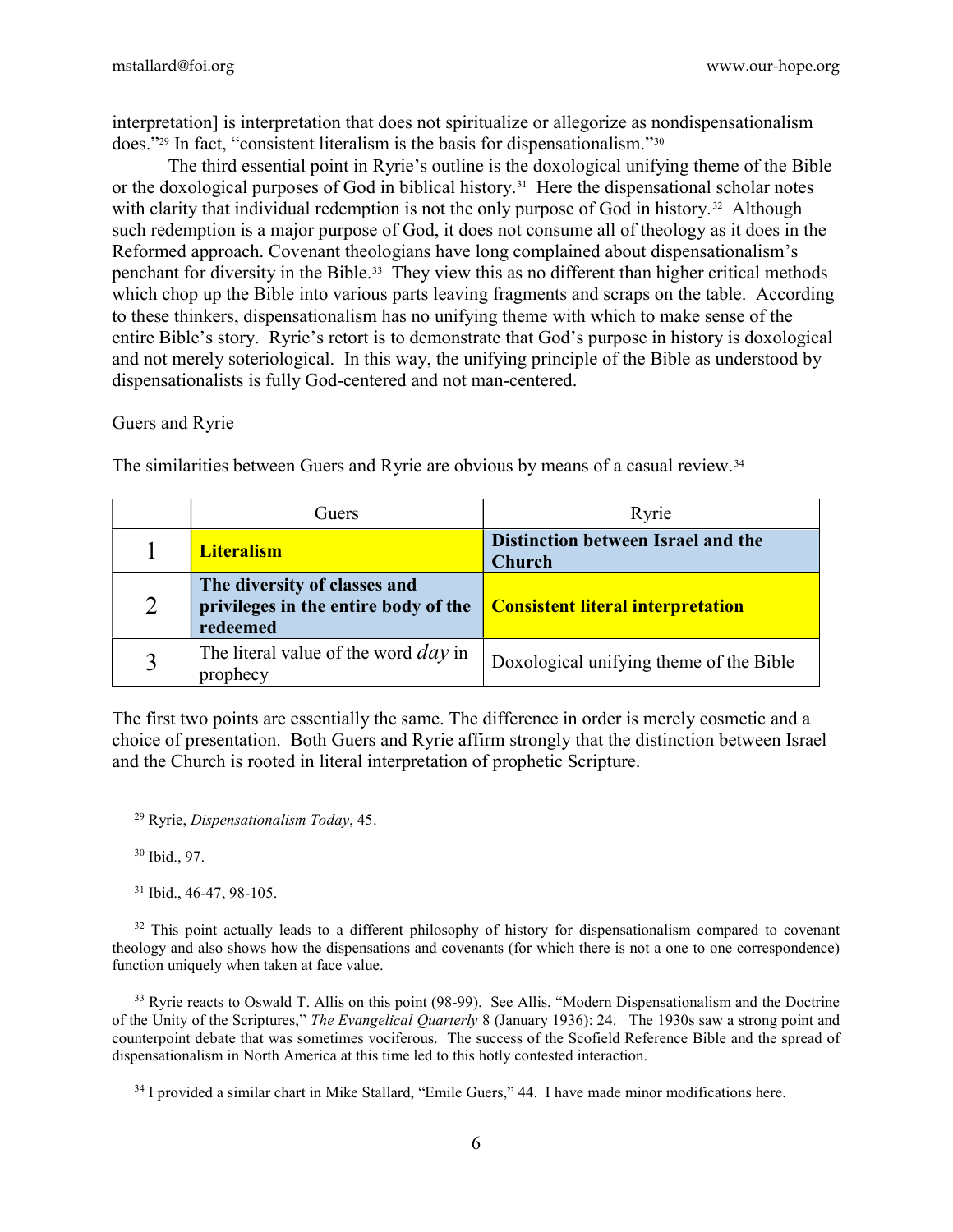interpretation] is interpretation that does not spiritualize or allegorize as nondispensationalism does."[29] In fact, "consistent literalism is the basis for dispensationalism."[30]

The third essential point in Ryrie's outline is the doxological unifying theme of the Bible or the doxological purposes of God in biblical history.[31] Here the dispensational scholar notes with clarity that individual redemption is not the only purpose of God in history.[32] Although such redemption is a major purpose of God, it does not consume all of theology as it does in the Reformed approach. Covenant theologians have long complained about dispensationalism's penchant for diversity in the Bible.[33] They view this as no different than higher critical methods which chop up the Bible into various parts leaving fragments and scraps on the table. According to these thinkers, dispensationalism has no unifying theme with which to make sense of the entire Bible's story. Ryrie's retort is to demonstrate that God's purpose in history is doxological and not merely soteriological. In this way, the unifying principle of the Bible as understood by dispensationalists is fully God-centered and not man-centered.

Guers and Ryrie

The similarities between Guers and Ryrie are obvious by means of a casual review.[34]

| | Guers | Ryrie |
|---|---|---|
| 1 | **Literalism** | **Distinction between Israel and the Church** |
| 2 | **The diversity of classes and privileges in the entire body of the redeemed** | **Consistent literal interpretation** |
| 3 | The literal value of the word *day* in prophecy | Doxological unifying theme of the Bible |

The first two points are essentially the same. The difference in order is merely cosmetic and a choice of presentation. Both Guers and Ryrie affirm strongly that the distinction between Israel and the Church is rooted in literal interpretation of prophetic Scripture.

---

[29] Ryrie, *Dispensationalism Today*, 45.

[30] Ibid., 97.

[31] Ibid., 46-47, 98-105.

[32] This point actually leads to a different philosophy of history for dispensationalism compared to covenant theology and also shows how the dispensations and covenants (for which there is not a one to one correspondence) function uniquely when taken at face value.

[33] Ryrie reacts to Oswald T. Allis on this point (98-99). See Allis, "Modern Dispensationalism and the Doctrine of the Unity of the Scriptures," *The Evangelical Quarterly* 8 (January 1936): 24. The 1930s saw a strong point and counterpoint debate that was sometimes vociferous. The success of the Scofield Reference Bible and the spread of dispensationalism in North America at this time led to this hotly contested interaction.

[34] I provided a similar chart in Mike Stallard, "Emile Guers," 44. I have made minor modifications here.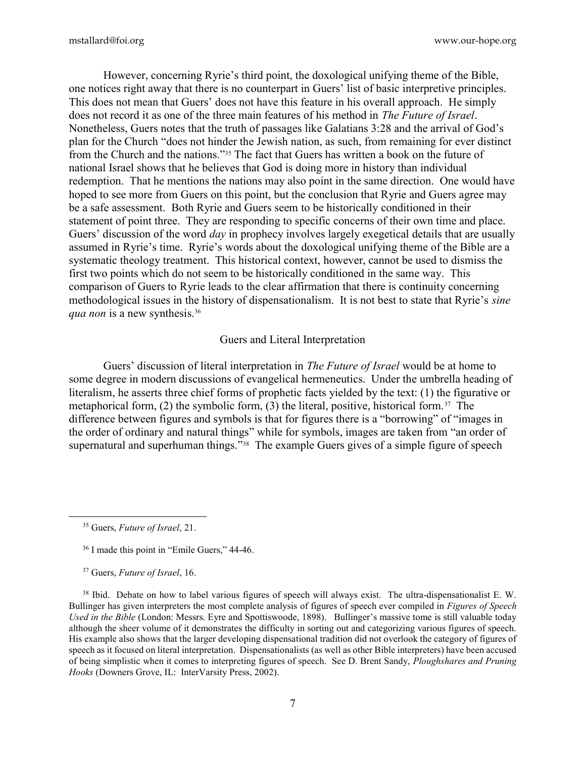However, concerning Ryrie's third point, the doxological unifying theme of the Bible, one notices right away that there is no counterpart in Guers' list of basic interpretive principles. This does not mean that Guers' does not have this feature in his overall approach. He simply does not record it as one of the three main features of his method in *The Future of Israel*. Nonetheless, Guers notes that the truth of passages like Galatians 3:28 and the arrival of God's plan for the Church "does not hinder the Jewish nation, as such, from remaining for ever distinct from the Church and the nations."[35] The fact that Guers has written a book on the future of national Israel shows that he believes that God is doing more in history than individual redemption. That he mentions the nations may also point in the same direction. One would have hoped to see more from Guers on this point, but the conclusion that Ryrie and Guers agree may be a safe assessment. Both Ryrie and Guers seem to be historically conditioned in their statement of point three. They are responding to specific concerns of their own time and place. Guers' discussion of the word *day* in prophecy involves largely exegetical details that are usually assumed in Ryrie's time. Ryrie's words about the doxological unifying theme of the Bible are a systematic theology treatment. This historical context, however, cannot be used to dismiss the first two points which do not seem to be historically conditioned in the same way. This comparison of Guers to Ryrie leads to the clear affirmation that there is continuity concerning methodological issues in the history of dispensationalism. It is not best to state that Ryrie's *sine qua non* is a new synthesis.[36]

## Guers and Literal Interpretation

Guers' discussion of literal interpretation in *The Future of Israel* would be at home to some degree in modern discussions of evangelical hermeneutics. Under the umbrella heading of literalism, he asserts three chief forms of prophetic facts yielded by the text: (1) the figurative or metaphorical form, (2) the symbolic form, (3) the literal, positive, historical form.[37] The difference between figures and symbols is that for figures there is a "borrowing" of "images in the order of ordinary and natural things" while for symbols, images are taken from "an order of supernatural and superhuman things."[38] The example Guers gives of a simple figure of speech

---

[35] Guers, *Future of Israel*, 21.

[36] I made this point in "Emile Guers," 44-46.

[37] Guers, *Future of Israel*, 16.

[38] Ibid. Debate on how to label various figures of speech will always exist. The ultra-dispensationalist E. W. Bullinger has given interpreters the most complete analysis of figures of speech ever compiled in *Figures of Speech Used in the Bible* (London: Messrs. Eyre and Spottiswoode, 1898). Bullinger's massive tome is still valuable today although the sheer volume of it demonstrates the difficulty in sorting out and categorizing various figures of speech. His example also shows that the larger developing dispensational tradition did not overlook the category of figures of speech as it focused on literal interpretation. Dispensationalists (as well as other Bible interpreters) have been accused of being simplistic when it comes to interpreting figures of speech. See D. Brent Sandy, *Ploughshares and Pruning Hooks* (Downers Grove, IL: InterVarsity Press, 2002).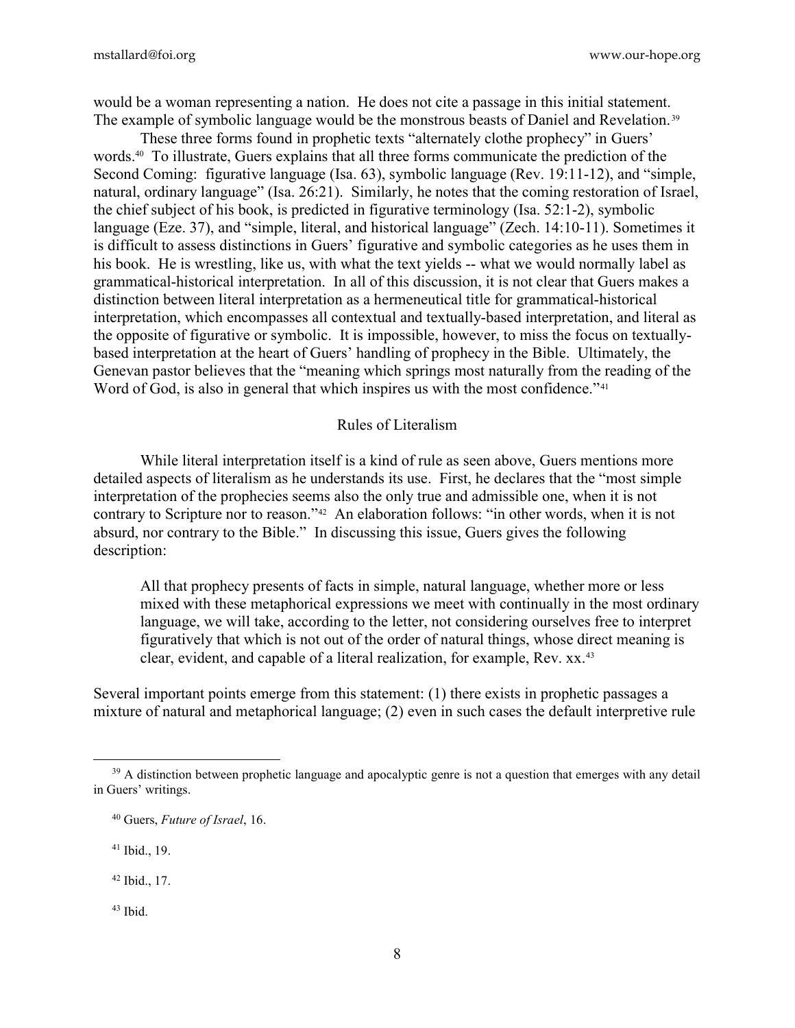would be a woman representing a nation. He does not cite a passage in this initial statement. The example of symbolic language would be the monstrous beasts of Daniel and Revelation.[39]

These three forms found in prophetic texts "alternately clothe prophecy" in Guers' words.[40] To illustrate, Guers explains that all three forms communicate the prediction of the Second Coming: figurative language (Isa. 63), symbolic language (Rev. 19:11-12), and "simple, natural, ordinary language" (Isa. 26:21). Similarly, he notes that the coming restoration of Israel, the chief subject of his book, is predicted in figurative terminology (Isa. 52:1-2), symbolic language (Eze. 37), and "simple, literal, and historical language" (Zech. 14:10-11). Sometimes it is difficult to assess distinctions in Guers' figurative and symbolic categories as he uses them in his book. He is wrestling, like us, with what the text yields -- what we would normally label as grammatical-historical interpretation. In all of this discussion, it is not clear that Guers makes a distinction between literal interpretation as a hermeneutical title for grammatical-historical interpretation, which encompasses all contextual and textually-based interpretation, and literal as the opposite of figurative or symbolic. It is impossible, however, to miss the focus on textually-based interpretation at the heart of Guers' handling of prophecy in the Bible. Ultimately, the Genevan pastor believes that the "meaning which springs most naturally from the reading of the Word of God, is also in general that which inspires us with the most confidence."[41]

## Rules of Literalism

While literal interpretation itself is a kind of rule as seen above, Guers mentions more detailed aspects of literalism as he understands its use. First, he declares that the "most simple interpretation of the prophecies seems also the only true and admissible one, when it is not contrary to Scripture nor to reason."[42] An elaboration follows: "in other words, when it is not absurd, nor contrary to the Bible." In discussing this issue, Guers gives the following description:

> All that prophecy presents of facts in simple, natural language, whether more or less mixed with these metaphorical expressions we meet with continually in the most ordinary language, we will take, according to the letter, not considering ourselves free to interpret figuratively that which is not out of the order of natural things, whose direct meaning is clear, evident, and capable of a literal realization, for example, Rev. xx.[43]

Several important points emerge from this statement: (1) there exists in prophetic passages a mixture of natural and metaphorical language; (2) even in such cases the default interpretive rule

---

[39] A distinction between prophetic language and apocalyptic genre is not a question that emerges with any detail in Guers' writings.

[40] Guers, *Future of Israel*, 16.

[41] Ibid., 19.

[42] Ibid., 17.

[43] Ibid.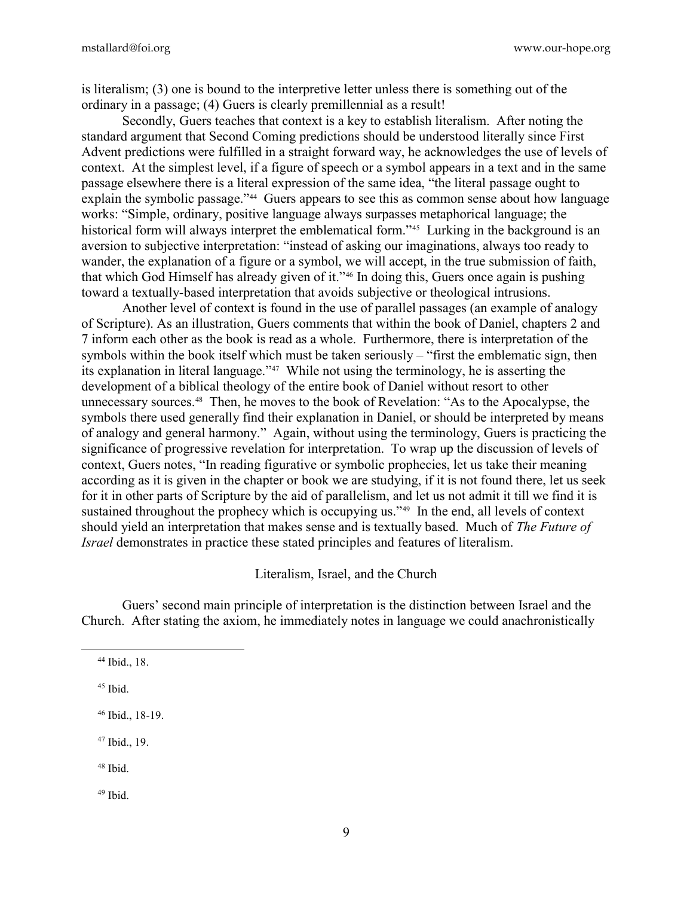is literalism; (3) one is bound to the interpretive letter unless there is something out of the ordinary in a passage; (4) Guers is clearly premillennial as a result!

Secondly, Guers teaches that context is a key to establish literalism. After noting the standard argument that Second Coming predictions should be understood literally since First Advent predictions were fulfilled in a straight forward way, he acknowledges the use of levels of context. At the simplest level, if a figure of speech or a symbol appears in a text and in the same passage elsewhere there is a literal expression of the same idea, "the literal passage ought to explain the symbolic passage."[44] Guers appears to see this as common sense about how language works: "Simple, ordinary, positive language always surpasses metaphorical language; the historical form will always interpret the emblematical form."[45] Lurking in the background is an aversion to subjective interpretation: "instead of asking our imaginations, always too ready to wander, the explanation of a figure or a symbol, we will accept, in the true submission of faith, that which God Himself has already given of it."[46] In doing this, Guers once again is pushing toward a textually-based interpretation that avoids subjective or theological intrusions.

Another level of context is found in the use of parallel passages (an example of analogy of Scripture). As an illustration, Guers comments that within the book of Daniel, chapters 2 and 7 inform each other as the book is read as a whole. Furthermore, there is interpretation of the symbols within the book itself which must be taken seriously – "first the emblematic sign, then its explanation in literal language."[47] While not using the terminology, he is asserting the development of a biblical theology of the entire book of Daniel without resort to other unnecessary sources.[48] Then, he moves to the book of Revelation: "As to the Apocalypse, the symbols there used generally find their explanation in Daniel, or should be interpreted by means of analogy and general harmony." Again, without using the terminology, Guers is practicing the significance of progressive revelation for interpretation. To wrap up the discussion of levels of context, Guers notes, "In reading figurative or symbolic prophecies, let us take their meaning according as it is given in the chapter or book we are studying, if it is not found there, let us seek for it in other parts of Scripture by the aid of parallelism, and let us not admit it till we find it is sustained throughout the prophecy which is occupying us."[49] In the end, all levels of context should yield an interpretation that makes sense and is textually based. Much of *The Future of Israel* demonstrates in practice these stated principles and features of literalism.

## Literalism, Israel, and the Church

Guers' second main principle of interpretation is the distinction between Israel and the Church. After stating the axiom, he immediately notes in language we could anachronistically

[44] Ibid., 18.

[45] Ibid.

[46] Ibid., 18-19.

[47] Ibid., 19.

[48] Ibid.

[49] Ibid.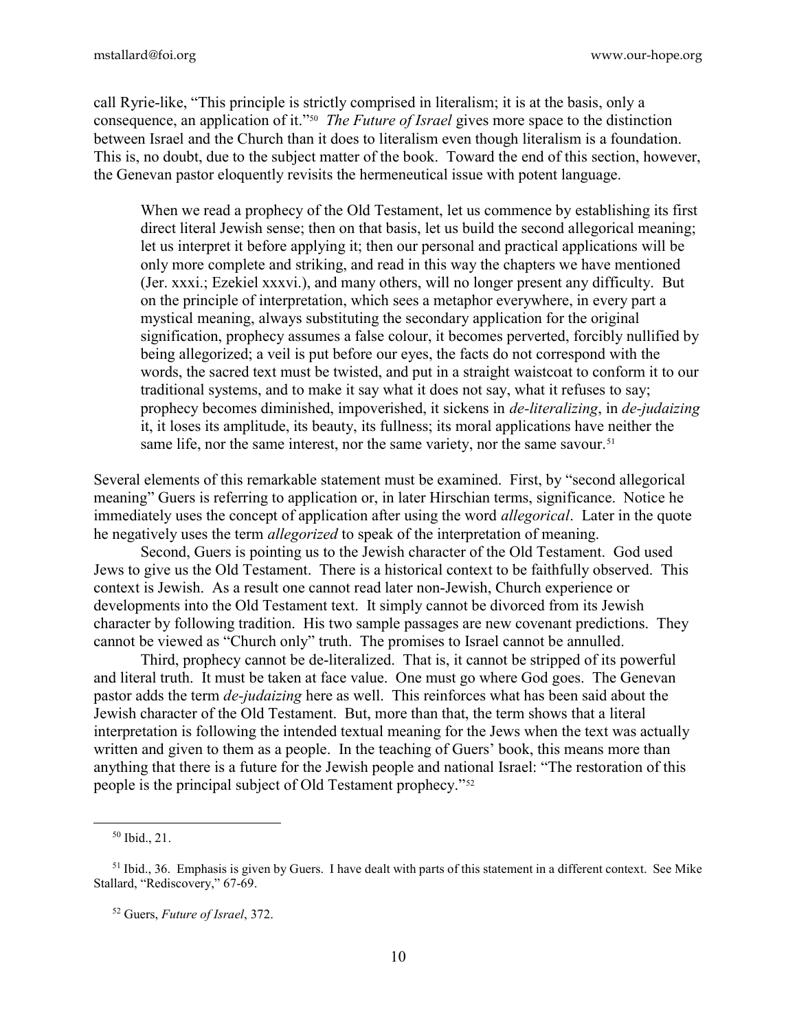call Ryrie-like, "This principle is strictly comprised in literalism; it is at the basis, only a consequence, an application of it."[50] *The Future of Israel* gives more space to the distinction between Israel and the Church than it does to literalism even though literalism is a foundation. This is, no doubt, due to the subject matter of the book. Toward the end of this section, however, the Genevan pastor eloquently revisits the hermeneutical issue with potent language.

> When we read a prophecy of the Old Testament, let us commence by establishing its first direct literal Jewish sense; then on that basis, let us build the second allegorical meaning; let us interpret it before applying it; then our personal and practical applications will be only more complete and striking, and read in this way the chapters we have mentioned (Jer. xxxi.; Ezekiel xxxvi.), and many others, will no longer present any difficulty. But on the principle of interpretation, which sees a metaphor everywhere, in every part a mystical meaning, always substituting the secondary application for the original signification, prophecy assumes a false colour, it becomes perverted, forcibly nullified by being allegorized; a veil is put before our eyes, the facts do not correspond with the words, the sacred text must be twisted, and put in a straight waistcoat to conform it to our traditional systems, and to make it say what it does not say, what it refuses to say; prophecy becomes diminished, impoverished, it sickens in *de-literalizing*, in *de-judaizing* it, it loses its amplitude, its beauty, its fullness; its moral applications have neither the same life, nor the same interest, nor the same variety, nor the same savour.[51]

Several elements of this remarkable statement must be examined. First, by "second allegorical meaning" Guers is referring to application or, in later Hirschian terms, significance. Notice he immediately uses the concept of application after using the word *allegorical*. Later in the quote he negatively uses the term *allegorized* to speak of the interpretation of meaning.

Second, Guers is pointing us to the Jewish character of the Old Testament. God used Jews to give us the Old Testament. There is a historical context to be faithfully observed. This context is Jewish. As a result one cannot read later non-Jewish, Church experience or developments into the Old Testament text. It simply cannot be divorced from its Jewish character by following tradition. His two sample passages are new covenant predictions. They cannot be viewed as "Church only" truth. The promises to Israel cannot be annulled.

Third, prophecy cannot be de-literalized. That is, it cannot be stripped of its powerful and literal truth. It must be taken at face value. One must go where God goes. The Genevan pastor adds the term *de-judaizing* here as well. This reinforces what has been said about the Jewish character of the Old Testament. But, more than that, the term shows that a literal interpretation is following the intended textual meaning for the Jews when the text was actually written and given to them as a people. In the teaching of Guers' book, this means more than anything that there is a future for the Jewish people and national Israel: "The restoration of this people is the principal subject of Old Testament prophecy."[52]

---

[50] Ibid., 21.

[51] Ibid., 36. Emphasis is given by Guers. I have dealt with parts of this statement in a different context. See Mike Stallard, "Rediscovery," 67-69.

[52] Guers, *Future of Israel*, 372.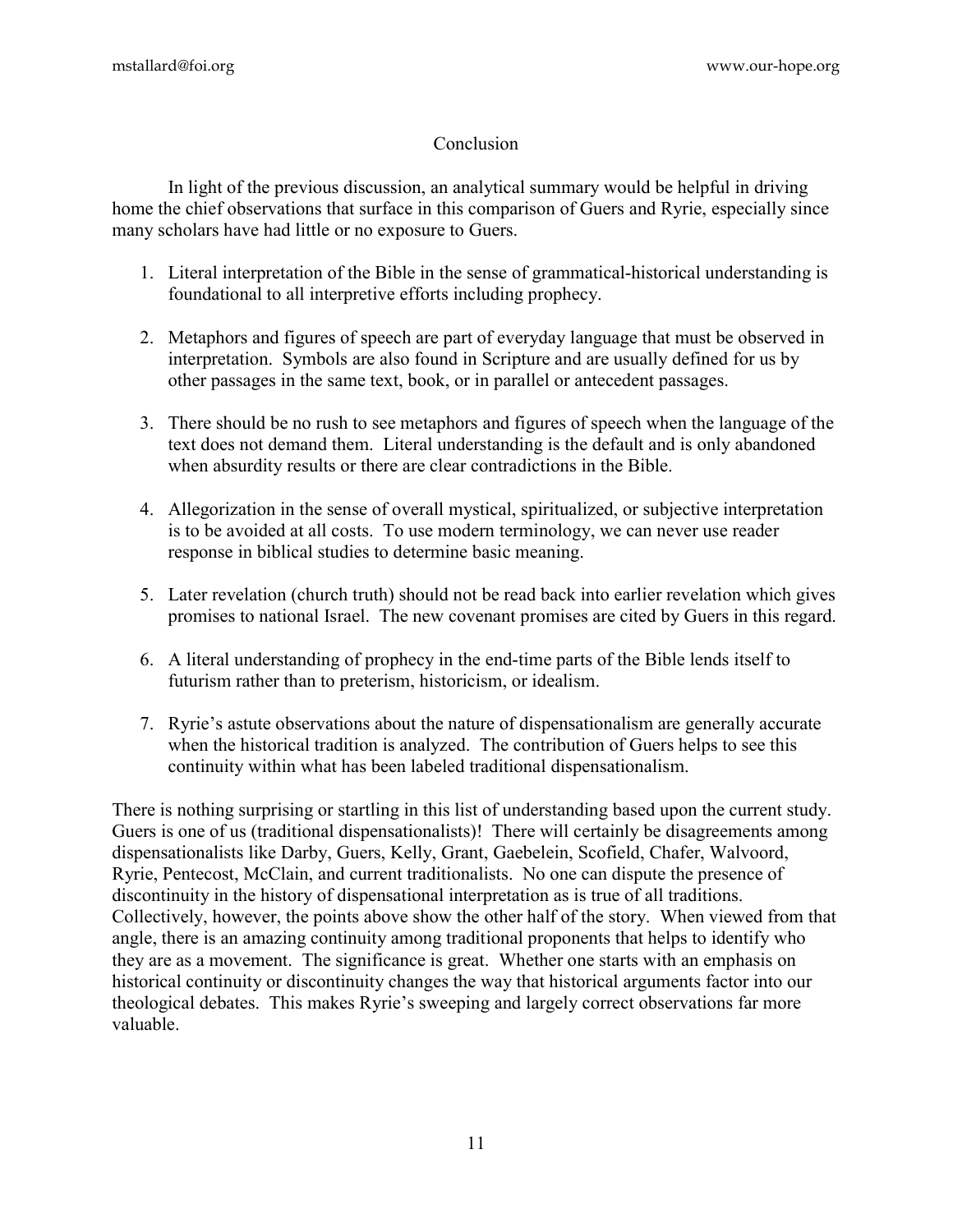## Conclusion

In light of the previous discussion, an analytical summary would be helpful in driving home the chief observations that surface in this comparison of Guers and Ryrie, especially since many scholars have had little or no exposure to Guers.

1. Literal interpretation of the Bible in the sense of grammatical-historical understanding is foundational to all interpretive efforts including prophecy.

2. Metaphors and figures of speech are part of everyday language that must be observed in interpretation. Symbols are also found in Scripture and are usually defined for us by other passages in the same text, book, or in parallel or antecedent passages.

3. There should be no rush to see metaphors and figures of speech when the language of the text does not demand them. Literal understanding is the default and is only abandoned when absurdity results or there are clear contradictions in the Bible.

4. Allegorization in the sense of overall mystical, spiritualized, or subjective interpretation is to be avoided at all costs. To use modern terminology, we can never use reader response in biblical studies to determine basic meaning.

5. Later revelation (church truth) should not be read back into earlier revelation which gives promises to national Israel. The new covenant promises are cited by Guers in this regard.

6. A literal understanding of prophecy in the end-time parts of the Bible lends itself to futurism rather than to preterism, historicism, or idealism.

7. Ryrie's astute observations about the nature of dispensationalism are generally accurate when the historical tradition is analyzed. The contribution of Guers helps to see this continuity within what has been labeled traditional dispensationalism.

There is nothing surprising or startling in this list of understanding based upon the current study. Guers is one of us (traditional dispensationalists)! There will certainly be disagreements among dispensationalists like Darby, Guers, Kelly, Grant, Gaebelein, Scofield, Chafer, Walvoord, Ryrie, Pentecost, McClain, and current traditionalists. No one can dispute the presence of discontinuity in the history of dispensational interpretation as is true of all traditions. Collectively, however, the points above show the other half of the story. When viewed from that angle, there is an amazing continuity among traditional proponents that helps to identify who they are as a movement. The significance is great. Whether one starts with an emphasis on historical continuity or discontinuity changes the way that historical arguments factor into our theological debates. This makes Ryrie's sweeping and largely correct observations far more valuable.